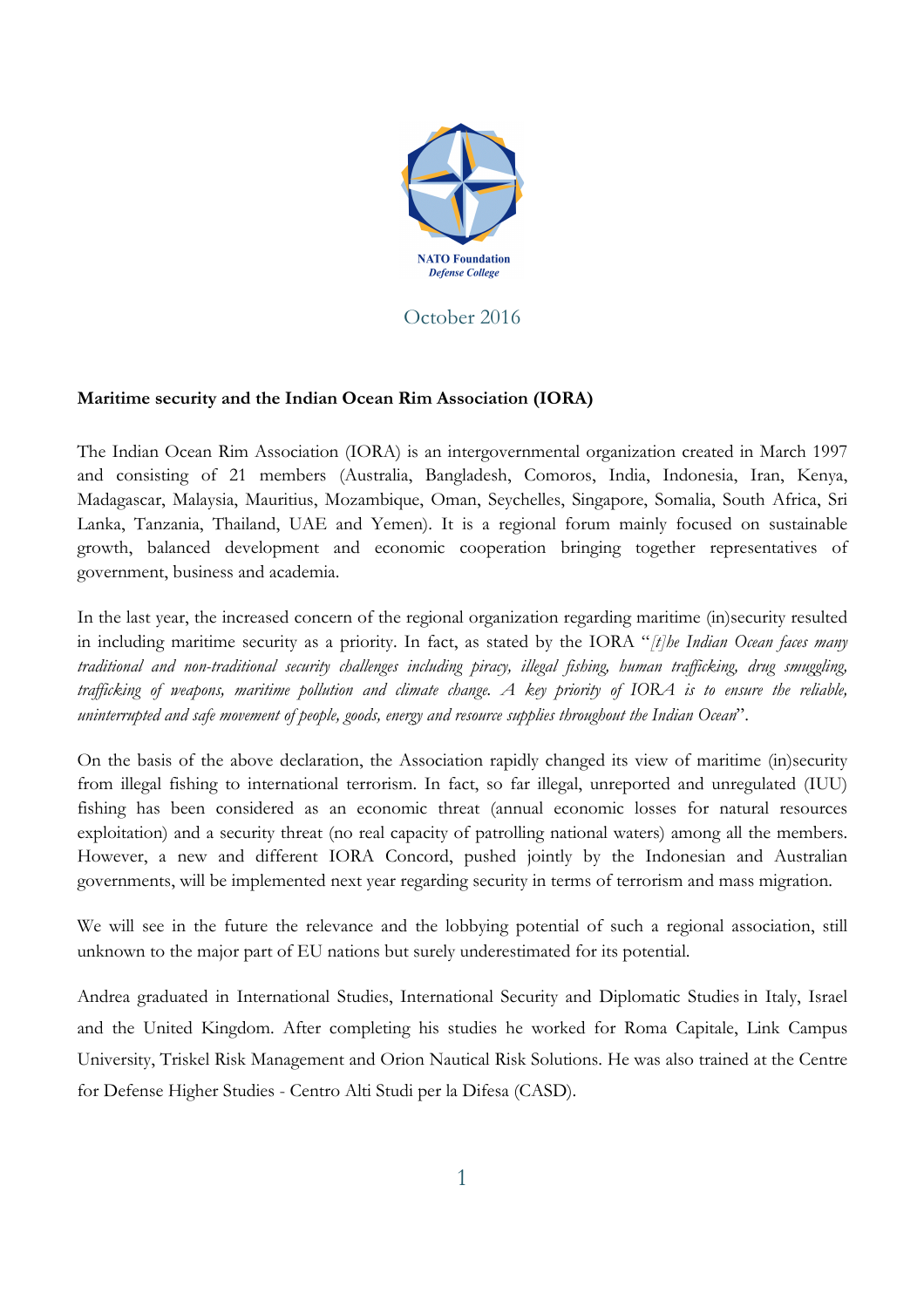NATO Foundation
*Defense College*

October 2016

**Maritime security and the Indian Ocean Rim Association (IORA)**

The Indian Ocean Rim Association (IORA) is an intergovernmental organization created in March 1997 and consisting of 21 members (Australia, Bangladesh, Comoros, India, Indonesia, Iran, Kenya, Madagascar, Malaysia, Mauritius, Mozambique, Oman, Seychelles, Singapore, Somalia, South Africa, Sri Lanka, Tanzania, Thailand, UAE and Yemen). It is a regional forum mainly focused on sustainable growth, balanced development and economic cooperation bringing together representatives of government, business and academia.

In the last year, the increased concern of the regional organization regarding maritime (in)security resulted in including maritime security as a priority. In fact, as stated by the IORA "*[t]he Indian Ocean faces many traditional and non-traditional security challenges including piracy, illegal fishing, human trafficking, drug smuggling, trafficking of weapons, maritime pollution and climate change. A key priority of IORA is to ensure the reliable, uninterrupted and safe movement of people, goods, energy and resource supplies throughout the Indian Ocean*".

On the basis of the above declaration, the Association rapidly changed its view of maritime (in)security from illegal fishing to international terrorism. In fact, so far illegal, unreported and unregulated (IUU) fishing has been considered as an economic threat (annual economic losses for natural resources exploitation) and a security threat (no real capacity of patrolling national waters) among all the members. However, a new and different IORA Concord, pushed jointly by the Indonesian and Australian governments, will be implemented next year regarding security in terms of terrorism and mass migration.

We will see in the future the relevance and the lobbying potential of such a regional association, still unknown to the major part of EU nations but surely underestimated for its potential.

Andrea graduated in International Studies, International Security and Diplomatic Studies in Italy, Israel and the United Kingdom. After completing his studies he worked for Roma Capitale, Link Campus University, Triskel Risk Management and Orion Nautical Risk Solutions. He was also trained at the Centre for Defense Higher Studies - Centro Alti Studi per la Difesa (CASD).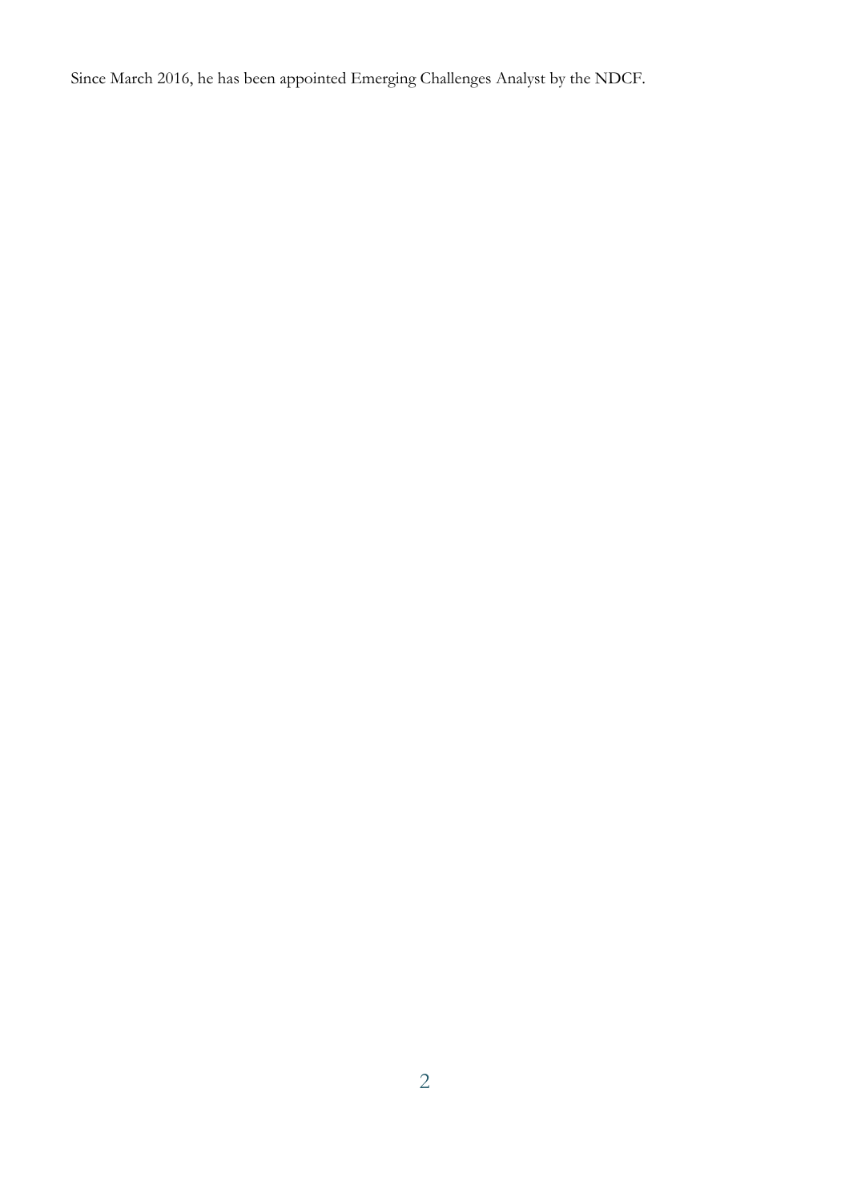Since March 2016, he has been appointed Emerging Challenges Analyst by the NDCF.